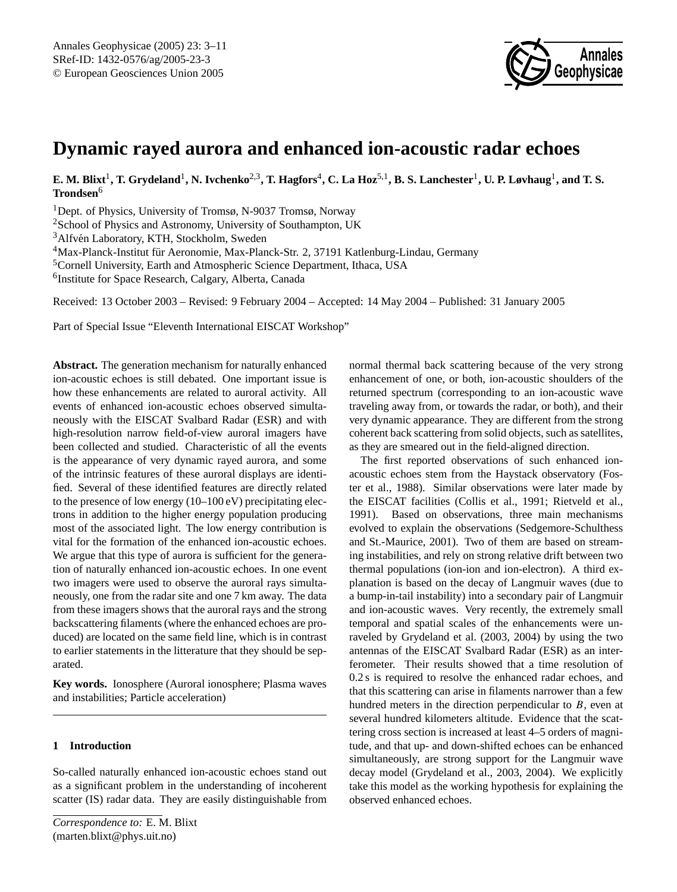# Dynamic rayed aurora and enhanced ion-acoustic radar echoes

**E. M. Blixt[1], T. Grydeland[1], N. Ivchenko[2,3], T. Hagfors[4], C. La Hoz[5,1], B. S. Lanchester[1], U. P. Løvhaug[1], and T. S. Trondsen[6]**

[1]Dept. of Physics, University of Tromsø, N-9037 Tromsø, Norway
[2]School of Physics and Astronomy, University of Southampton, UK
[3]Alfvén Laboratory, KTH, Stockholm, Sweden
[4]Max-Planck-Institut für Aeronomie, Max-Planck-Str. 2, 37191 Katlenburg-Lindau, Germany
[5]Cornell University, Earth and Atmospheric Science Department, Ithaca, USA
[6]Institute for Space Research, Calgary, Alberta, Canada

Received: 13 October 2003 – Revised: 9 February 2004 – Accepted: 14 May 2004 – Published: 31 January 2005

Part of Special Issue "Eleventh International EISCAT Workshop"

**Abstract.** The generation mechanism for naturally enhanced ion-acoustic echoes is still debated. One important issue is how these enhancements are related to auroral activity. All events of enhanced ion-acoustic echoes observed simultaneously with the EISCAT Svalbard Radar (ESR) and with high-resolution narrow field-of-view auroral imagers have been collected and studied. Characteristic of all the events is the appearance of very dynamic rayed aurora, and some of the intrinsic features of these auroral displays are identified. Several of these identified features are directly related to the presence of low energy (10–100 eV) precipitating electrons in addition to the higher energy population producing most of the associated light. The low energy contribution is vital for the formation of the enhanced ion-acoustic echoes. We argue that this type of aurora is sufficient for the generation of naturally enhanced ion-acoustic echoes. In one event two imagers were used to observe the auroral rays simultaneously, one from the radar site and one 7 km away. The data from these imagers shows that the auroral rays and the strong backscattering filaments (where the enhanced echoes are produced) are located on the same field line, which is in contrast to earlier statements in the litterature that they should be separated.

**Key words.** Ionosphere (Auroral ionosphere; Plasma waves and instabilities; Particle acceleration)

## 1 Introduction

So-called naturally enhanced ion-acoustic echoes stand out as a significant problem in the understanding of incoherent scatter (IS) radar data. They are easily distinguishable from normal thermal back scattering because of the very strong enhancement of one, or both, ion-acoustic shoulders of the returned spectrum (corresponding to an ion-acoustic wave traveling away from, or towards the radar, or both), and their very dynamic appearance. They are different from the strong coherent back scattering from solid objects, such as satellites, as they are smeared out in the field-aligned direction.

The first reported observations of such enhanced ion-acoustic echoes stem from the Haystack observatory (Foster et al., 1988). Similar observations were later made by the EISCAT facilities (Collis et al., 1991; Rietveld et al., 1991). Based on observations, three main mechanisms evolved to explain the observations (Sedgemore-Schulthess and St.-Maurice, 2001). Two of them are based on streaming instabilities, and rely on strong relative drift between two thermal populations (ion-ion and ion-electron). A third explanation is based on the decay of Langmuir waves (due to a bump-in-tail instability) into a secondary pair of Langmuir and ion-acoustic waves. Very recently, the extremely small temporal and spatial scales of the enhancements were unraveled by Grydeland et al. (2003, 2004) by using the two antennas of the EISCAT Svalbard Radar (ESR) as an interferometer. Their results showed that a time resolution of 0.2 s is required to resolve the enhanced radar echoes, and that this scattering can arise in filaments narrower than a few hundred meters in the direction perpendicular to $B$, even at several hundred kilometers altitude. Evidence that the scattering cross section is increased at least 4–5 orders of magnitude, and that up- and down-shifted echoes can be enhanced simultaneously, are strong support for the Langmuir wave decay model (Grydeland et al., 2003, 2004). We explicitly take this model as the working hypothesis for explaining the observed enhanced echoes.

*Correspondence to:* E. M. Blixt
(marten.blixt@phys.uit.no)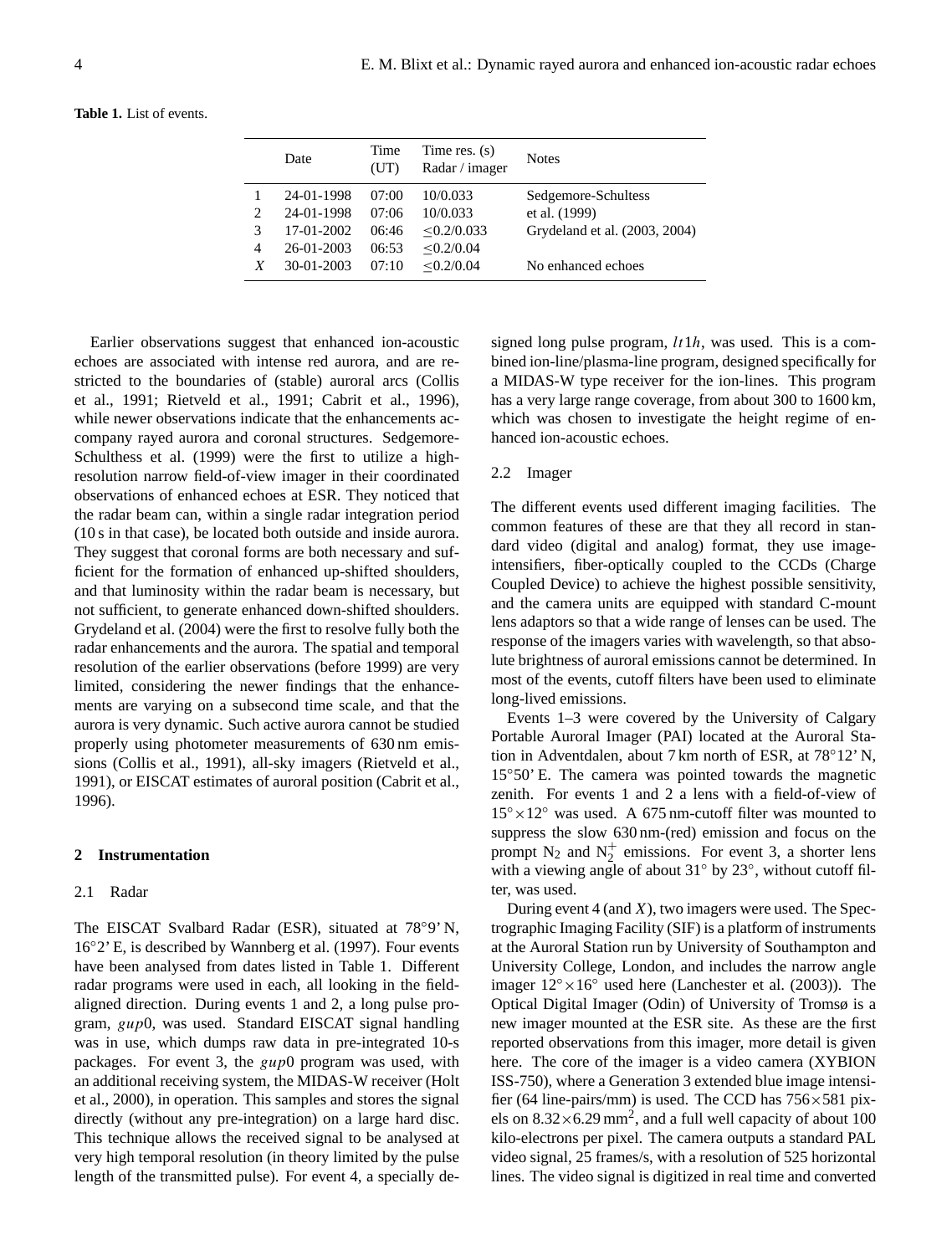**Table 1.** List of events.

| | Date | Time (UT) | Time res. (s) Radar / imager | Notes |
|---|---|---|---|---|
| 1 | 24-01-1998 | 07:00 | 10/0.033 | Sedgemore-Schultess |
| 2 | 24-01-1998 | 07:06 | 10/0.033 | et al. (1999) |
| 3 | 17-01-2002 | 06:46 | ≤0.2/0.033 | Grydeland et al. (2003, 2004) |
| 4 | 26-01-2003 | 06:53 | ≤0.2/0.04 | |
| *X* | 30-01-2003 | 07:10 | ≤0.2/0.04 | No enhanced echoes |

Earlier observations suggest that enhanced ion-acoustic echoes are associated with intense red aurora, and are restricted to the boundaries of (stable) auroral arcs (Collis et al., 1991; Rietveld et al., 1991; Cabrit et al., 1996), while newer observations indicate that the enhancements accompany rayed aurora and coronal structures. Sedgemore-Schulthess et al. (1999) were the first to utilize a high-resolution narrow field-of-view imager in their coordinated observations of enhanced echoes at ESR. They noticed that the radar beam can, within a single radar integration period (10 s in that case), be located both outside and inside aurora. They suggest that coronal forms are both necessary and sufficient for the formation of enhanced up-shifted shoulders, and that luminosity within the radar beam is necessary, but not sufficient, to generate enhanced down-shifted shoulders. Grydeland et al. (2004) were the first to resolve fully both the radar enhancements and the aurora. The spatial and temporal resolution of the earlier observations (before 1999) are very limited, considering the newer findings that the enhancements are varying on a subsecond time scale, and that the aurora is very dynamic. Such active aurora cannot be studied properly using photometer measurements of 630 nm emissions (Collis et al., 1991), all-sky imagers (Rietveld et al., 1991), or EISCAT estimates of auroral position (Cabrit et al., 1996).

## 2 Instrumentation

### 2.1 Radar

The EISCAT Svalbard Radar (ESR), situated at 78°9' N, 16°2' E, is described by Wannberg et al. (1997). Four events have been analysed from dates listed in Table 1. Different radar programs were used in each, all looking in the field-aligned direction. During events 1 and 2, a long pulse program, *gup*0, was used. Standard EISCAT signal handling was in use, which dumps raw data in pre-integrated 10-s packages. For event 3, the *gup*0 program was used, with an additional receiving system, the MIDAS-W receiver (Holt et al., 2000), in operation. This samples and stores the signal directly (without any pre-integration) on a large hard disc. This technique allows the received signal to be analysed at very high temporal resolution (in theory limited by the pulse length of the transmitted pulse). For event 4, a specially designed long pulse program, *lt*1*h*, was used. This is a combined ion-line/plasma-line program, designed specifically for a MIDAS-W type receiver for the ion-lines. This program has a very large range coverage, from about 300 to 1600 km, which was chosen to investigate the height regime of enhanced ion-acoustic echoes.

### 2.2 Imager

The different events used different imaging facilities. The common features of these are that they all record in standard video (digital and analog) format, they use image-intensifiers, fiber-optically coupled to the CCDs (Charge Coupled Device) to achieve the highest possible sensitivity, and the camera units are equipped with standard C-mount lens adaptors so that a wide range of lenses can be used. The response of the imagers varies with wavelength, so that absolute brightness of auroral emissions cannot be determined. In most of the events, cutoff filters have been used to eliminate long-lived emissions.

Events 1–3 were covered by the University of Calgary Portable Auroral Imager (PAI) located at the Auroral Station in Adventdalen, about 7 km north of ESR, at 78°12' N, 15°50' E. The camera was pointed towards the magnetic zenith. For events 1 and 2 a lens with a field-of-view of 15°×12° was used. A 675 nm-cutoff filter was mounted to suppress the slow 630 nm-(red) emission and focus on the prompt $N_2$ and $N_2^+$ emissions. For event 3, a shorter lens with a viewing angle of about 31° by 23°, without cutoff filter, was used.

During event 4 (and *X*), two imagers were used. The Spectrographic Imaging Facility (SIF) is a platform of instruments at the Auroral Station run by University of Southampton and University College, London, and includes the narrow angle imager 12°×16° used here (Lanchester et al. (2003)). The Optical Digital Imager (Odin) of University of Tromsø is a new imager mounted at the ESR site. As these are the first reported observations from this imager, more detail is given here. The core of the imager is a video camera (XYBION ISS-750), where a Generation 3 extended blue image intensifier (64 line-pairs/mm) is used. The CCD has 756×581 pixels on 8.32×6.29 mm$^2$, and a full well capacity of about 100 kilo-electrons per pixel. The camera outputs a standard PAL video signal, 25 frames/s, with a resolution of 525 horizontal lines. The video signal is digitized in real time and converted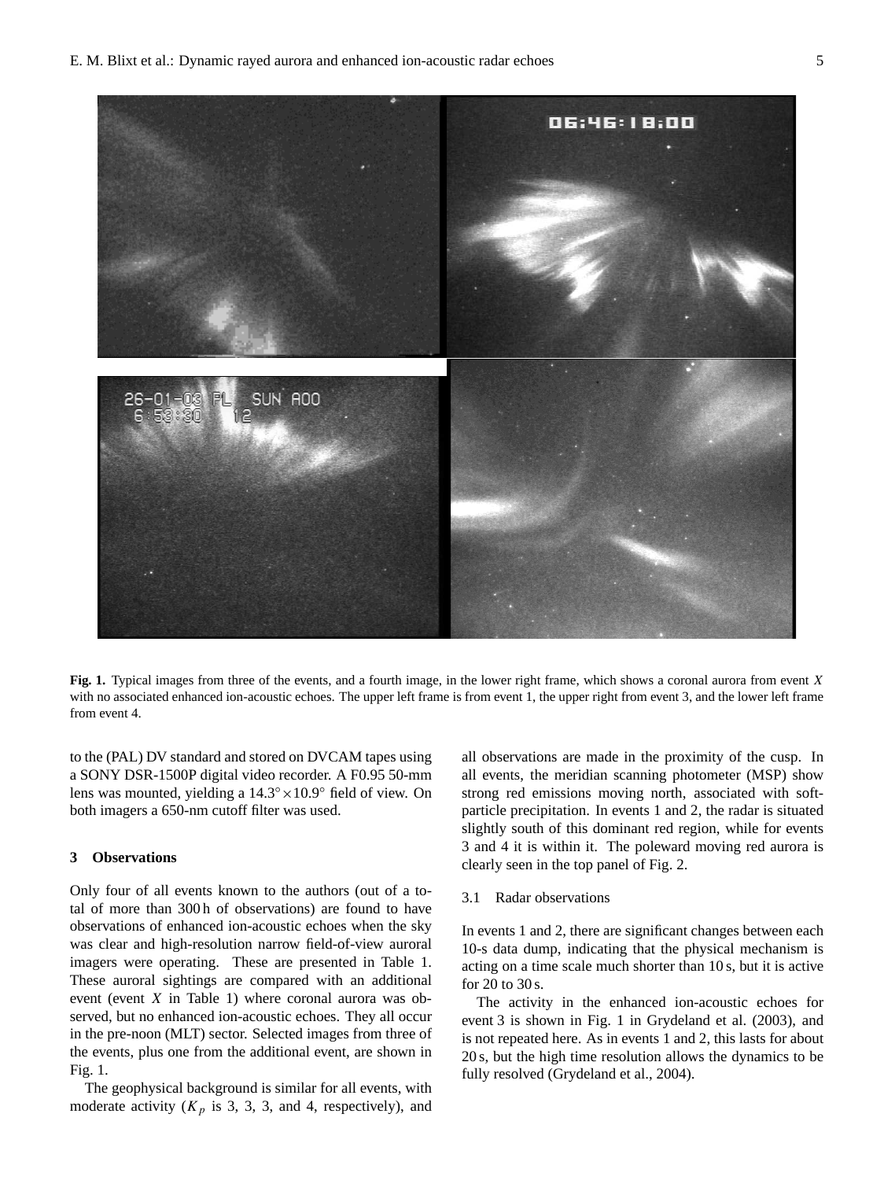**Fig. 1.** Typical images from three of the events, and a fourth image, in the lower right frame, which shows a coronal aurora from event $X$ with no associated enhanced ion-acoustic echoes. The upper left frame is from event 1, the upper right from event 3, and the lower left frame from event 4.

to the (PAL) DV standard and stored on DVCAM tapes using a SONY DSR-1500P digital video recorder. A F0.95 50-mm lens was mounted, yielding a $14.3^{\circ} \times 10.9^{\circ}$ field of view. On both imagers a 650-nm cutoff filter was used.

## 3 Observations

Only four of all events known to the authors (out of a total of more than 300 h of observations) are found to have observations of enhanced ion-acoustic echoes when the sky was clear and high-resolution narrow field-of-view auroral imagers were operating. These are presented in Table 1. These auroral sightings are compared with an additional event (event $X$ in Table 1) where coronal aurora was observed, but no enhanced ion-acoustic echoes. They all occur in the pre-noon (MLT) sector. Selected images from three of the events, plus one from the additional event, are shown in Fig. 1.

The geophysical background is similar for all events, with moderate activity ($K_p$ is 3, 3, 3, and 4, respectively), and all observations are made in the proximity of the cusp. In all events, the meridian scanning photometer (MSP) show strong red emissions moving north, associated with soft-particle precipitation. In events 1 and 2, the radar is situated slightly south of this dominant red region, while for events 3 and 4 it is within it. The poleward moving red aurora is clearly seen in the top panel of Fig. 2.

### 3.1 Radar observations

In events 1 and 2, there are significant changes between each 10-s data dump, indicating that the physical mechanism is acting on a time scale much shorter than 10 s, but it is active for 20 to 30 s.

The activity in the enhanced ion-acoustic echoes for event 3 is shown in Fig. 1 in Grydeland et al. (2003), and is not repeated here. As in events 1 and 2, this lasts for about 20 s, but the high time resolution allows the dynamics to be fully resolved (Grydeland et al., 2004).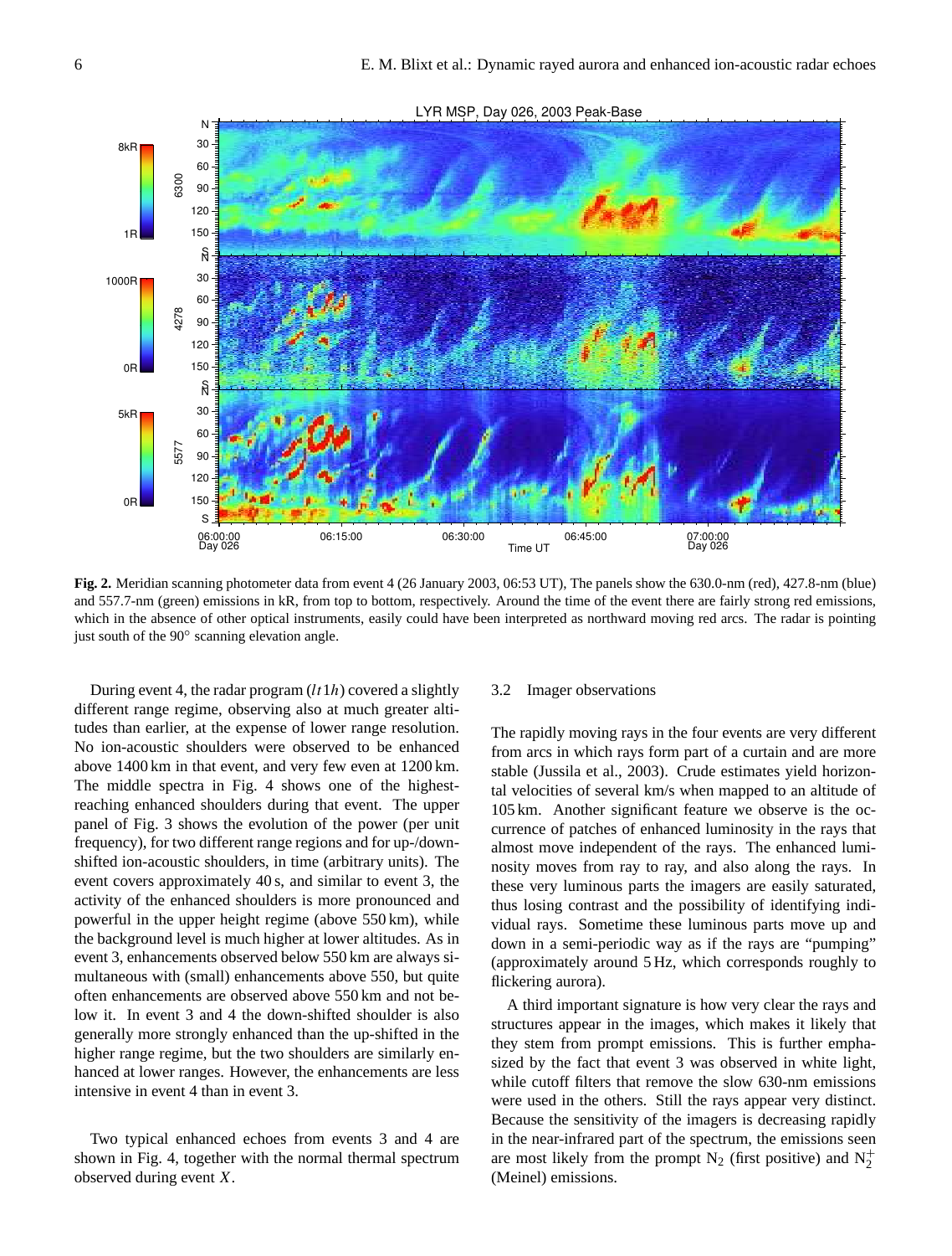**Fig. 2.** Meridian scanning photometer data from event 4 (26 January 2003, 06:53 UT), The panels show the 630.0-nm (red), 427.8-nm (blue) and 557.7-nm (green) emissions in kR, from top to bottom, respectively. Around the time of the event there are fairly strong red emissions, which in the absence of other optical instruments, easily could have been interpreted as northward moving red arcs. The radar is pointing just south of the 90° scanning elevation angle.

During event 4, the radar program ($lt1h$) covered a slightly different range regime, observing also at much greater altitudes than earlier, at the expense of lower range resolution. No ion-acoustic shoulders were observed to be enhanced above 1400 km in that event, and very few even at 1200 km. The middle spectra in Fig. 4 shows one of the highest-reaching enhanced shoulders during that event. The upper panel of Fig. 3 shows the evolution of the power (per unit frequency), for two different range regions and for up-/down-shifted ion-acoustic shoulders, in time (arbitrary units). The event covers approximately 40 s, and similar to event 3, the activity of the enhanced shoulders is more pronounced and powerful in the upper height regime (above 550 km), while the background level is much higher at lower altitudes. As in event 3, enhancements observed below 550 km are always simultaneous with (small) enhancements above 550, but quite often enhancements are observed above 550 km and not below it. In event 3 and 4 the down-shifted shoulder is also generally more strongly enhanced than the up-shifted in the higher range regime, but the two shoulders are similarly enhanced at lower ranges. However, the enhancements are less intensive in event 4 than in event 3.

Two typical enhanced echoes from events 3 and 4 are shown in Fig. 4, together with the normal thermal spectrum observed during event $X$.

### 3.2 Imager observations

The rapidly moving rays in the four events are very different from arcs in which rays form part of a curtain and are more stable (Jussila et al., 2003). Crude estimates yield horizontal velocities of several km/s when mapped to an altitude of 105 km. Another significant feature we observe is the occurrence of patches of enhanced luminosity in the rays that almost move independent of the rays. The enhanced luminosity moves from ray to ray, and also along the rays. In these very luminous parts the imagers are easily saturated, thus losing contrast and the possibility of identifying individual rays. Sometime these luminous parts move up and down in a semi-periodic way as if the rays are "pumping" (approximately around 5 Hz, which corresponds roughly to flickering aurora).

A third important signature is how very clear the rays and structures appear in the images, which makes it likely that they stem from prompt emissions. This is further emphasized by the fact that event 3 was observed in white light, while cutoff filters that remove the slow 630-nm emissions were used in the others. Still the rays appear very distinct. Because the sensitivity of the imagers is decreasing rapidly in the near-infrared part of the spectrum, the emissions seen are most likely from the prompt $N_2$ (first positive) and $N_2^+$ (Meinel) emissions.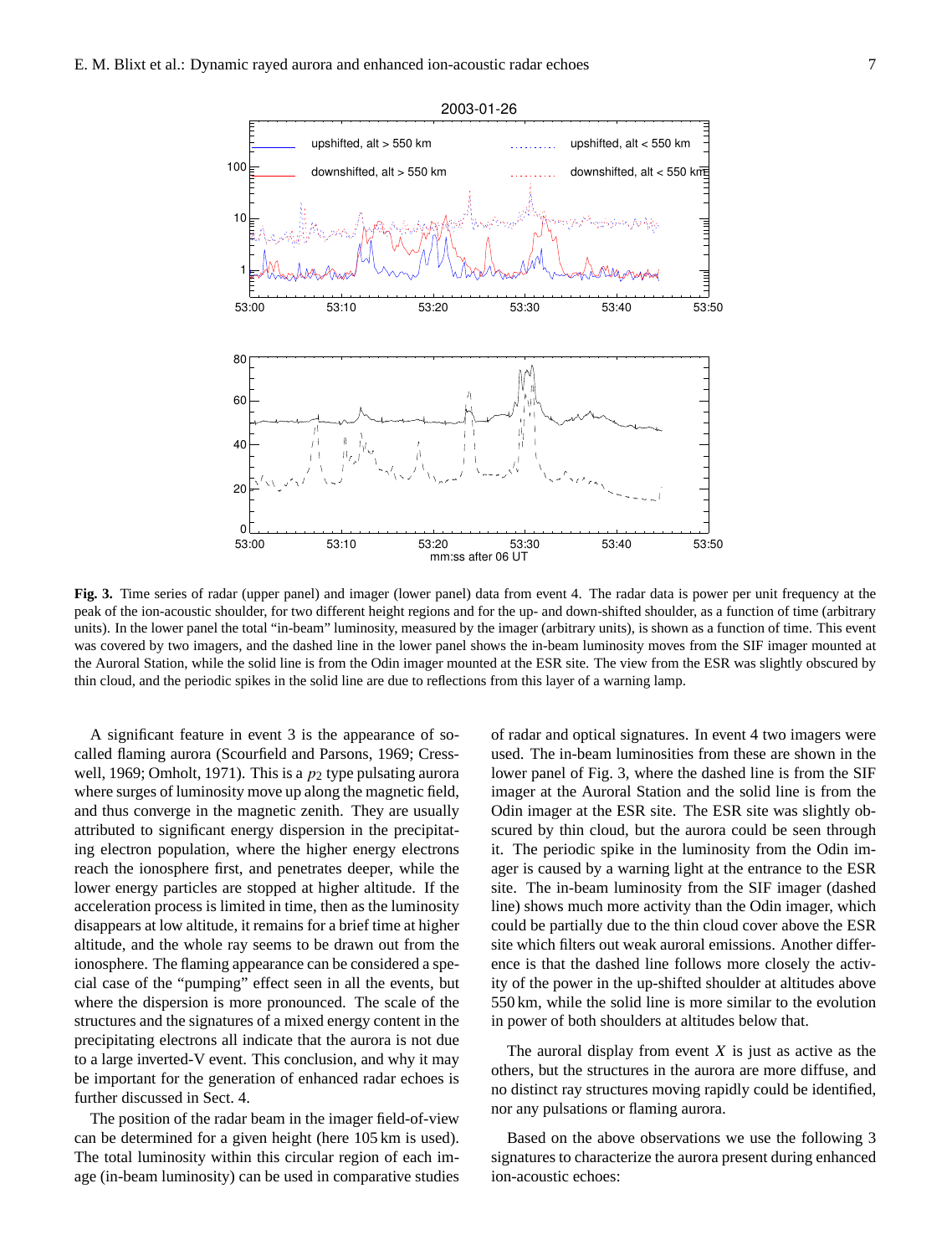**Fig. 3.** Time series of radar (upper panel) and imager (lower panel) data from event 4. The radar data is power per unit frequency at the peak of the ion-acoustic shoulder, for two different height regions and for the up- and down-shifted shoulder, as a function of time (arbitrary units). In the lower panel the total "in-beam" luminosity, measured by the imager (arbitrary units), is shown as a function of time. This event was covered by two imagers, and the dashed line in the lower panel shows the in-beam luminosity moves from the SIF imager mounted at the Auroral Station, while the solid line is from the Odin imager mounted at the ESR site. The view from the ESR was slightly obscured by thin cloud, and the periodic spikes in the solid line are due to reflections from this layer of a warning lamp.

A significant feature in event 3 is the appearance of so-called flaming aurora (Scourfield and Parsons, 1969; Cresswell, 1969; Omholt, 1971). This is a $p_2$ type pulsating aurora where surges of luminosity move up along the magnetic field, and thus converge in the magnetic zenith. They are usually attributed to significant energy dispersion in the precipitating electron population, where the higher energy electrons reach the ionosphere first, and penetrates deeper, while the lower energy particles are stopped at higher altitude. If the acceleration process is limited in time, then as the luminosity disappears at low altitude, it remains for a brief time at higher altitude, and the whole ray seems to be drawn out from the ionosphere. The flaming appearance can be considered a special case of the "pumping" effect seen in all the events, but where the dispersion is more pronounced. The scale of the structures and the signatures of a mixed energy content in the precipitating electrons all indicate that the aurora is not due to a large inverted-V event. This conclusion, and why it may be important for the generation of enhanced radar echoes is further discussed in Sect. 4.

The position of the radar beam in the imager field-of-view can be determined for a given height (here 105 km is used). The total luminosity within this circular region of each image (in-beam luminosity) can be used in comparative studies of radar and optical signatures. In event 4 two imagers were used. The in-beam luminosities from these are shown in the lower panel of Fig. 3, where the dashed line is from the SIF imager at the Auroral Station and the solid line is from the Odin imager at the ESR site. The ESR site was slightly obscured by thin cloud, but the aurora could be seen through it. The periodic spike in the luminosity from the Odin imager is caused by a warning light at the entrance to the ESR site. The in-beam luminosity from the SIF imager (dashed line) shows much more activity than the Odin imager, which could be partially due to the thin cloud cover above the ESR site which filters out weak auroral emissions. Another difference is that the dashed line follows more closely the activity of the power in the up-shifted shoulder at altitudes above 550 km, while the solid line is more similar to the evolution in power of both shoulders at altitudes below that.

The auroral display from event $X$ is just as active as the others, but the structures in the aurora are more diffuse, and no distinct ray structures moving rapidly could be identified, nor any pulsations or flaming aurora.

Based on the above observations we use the following 3 signatures to characterize the aurora present during enhanced ion-acoustic echoes: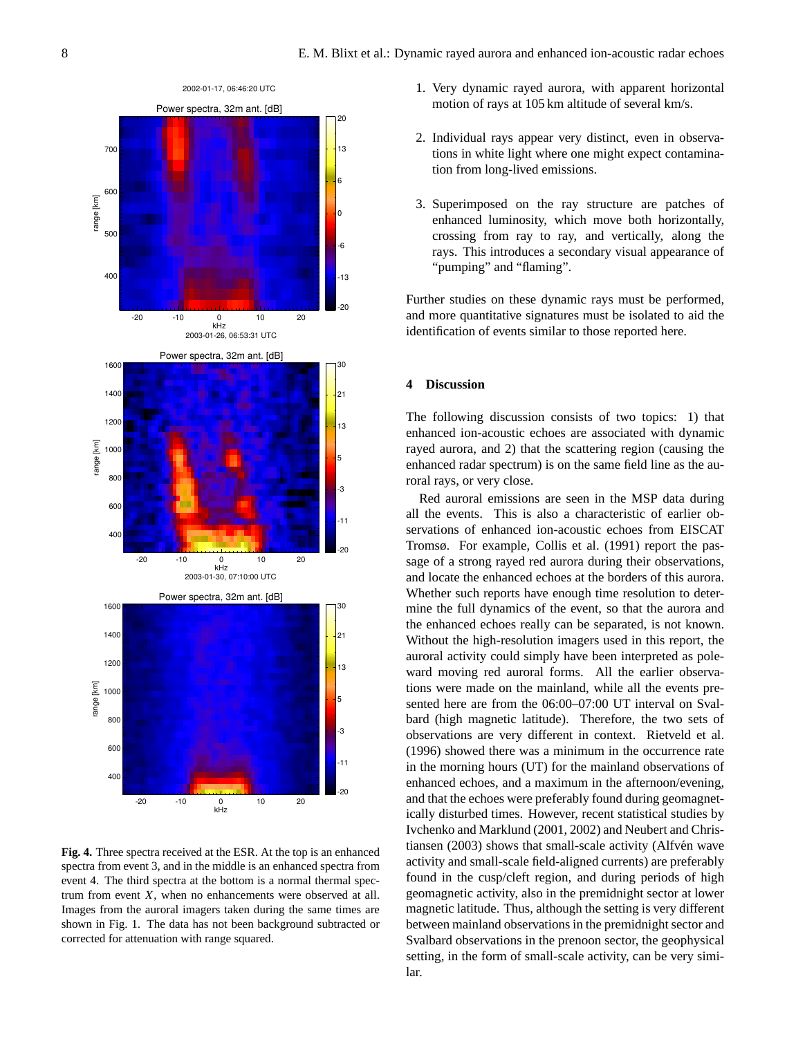Fig. 4. Three spectra received at the ESR. At the top is an enhanced spectra from event 3, and in the middle is an enhanced spectra from event 4. The third spectra at the bottom is a normal thermal spectrum from event $X$, when no enhancements were observed at all. Images from the auroral imagers taken during the same times are shown in Fig. 1. The data has not been background subtracted or corrected for attenuation with range squared.

1. Very dynamic rayed aurora, with apparent horizontal motion of rays at 105 km altitude of several km/s.

2. Individual rays appear very distinct, even in observations in white light where one might expect contamination from long-lived emissions.

3. Superimposed on the ray structure are patches of enhanced luminosity, which move both horizontally, crossing from ray to ray, and vertically, along the rays. This introduces a secondary visual appearance of "pumping" and "flaming".

Further studies on these dynamic rays must be performed, and more quantitative signatures must be isolated to aid the identification of events similar to those reported here.

## 4 Discussion

The following discussion consists of two topics: 1) that enhanced ion-acoustic echoes are associated with dynamic rayed aurora, and 2) that the scattering region (causing the enhanced radar spectrum) is on the same field line as the auroral rays, or very close.

Red auroral emissions are seen in the MSP data during all the events. This is also a characteristic of earlier observations of enhanced ion-acoustic echoes from EISCAT Tromsø. For example, Collis et al. (1991) report the passage of a strong rayed red aurora during their observations, and locate the enhanced echoes at the borders of this aurora. Whether such reports have enough time resolution to determine the full dynamics of the event, so that the aurora and the enhanced echoes really can be separated, is not known. Without the high-resolution imagers used in this report, the auroral activity could simply have been interpreted as poleward moving red auroral forms. All the earlier observations were made on the mainland, while all the events presented here are from the 06:00–07:00 UT interval on Svalbard (high magnetic latitude). Therefore, the two sets of observations are very different in context. Rietveld et al. (1996) showed there was a minimum in the occurrence rate in the morning hours (UT) for the mainland observations of enhanced echoes, and a maximum in the afternoon/evening, and that the echoes were preferably found during geomagnetically disturbed times. However, recent statistical studies by Ivchenko and Marklund (2001, 2002) and Neubert and Christiansen (2003) shows that small-scale activity (Alfvén wave activity and small-scale field-aligned currents) are preferably found in the cusp/cleft region, and during periods of high geomagnetic activity, also in the premidnight sector at lower magnetic latitude. Thus, although the setting is very different between mainland observations in the premidnight sector and Svalbard observations in the prenoon sector, the geophysical setting, in the form of small-scale activity, can be very similar.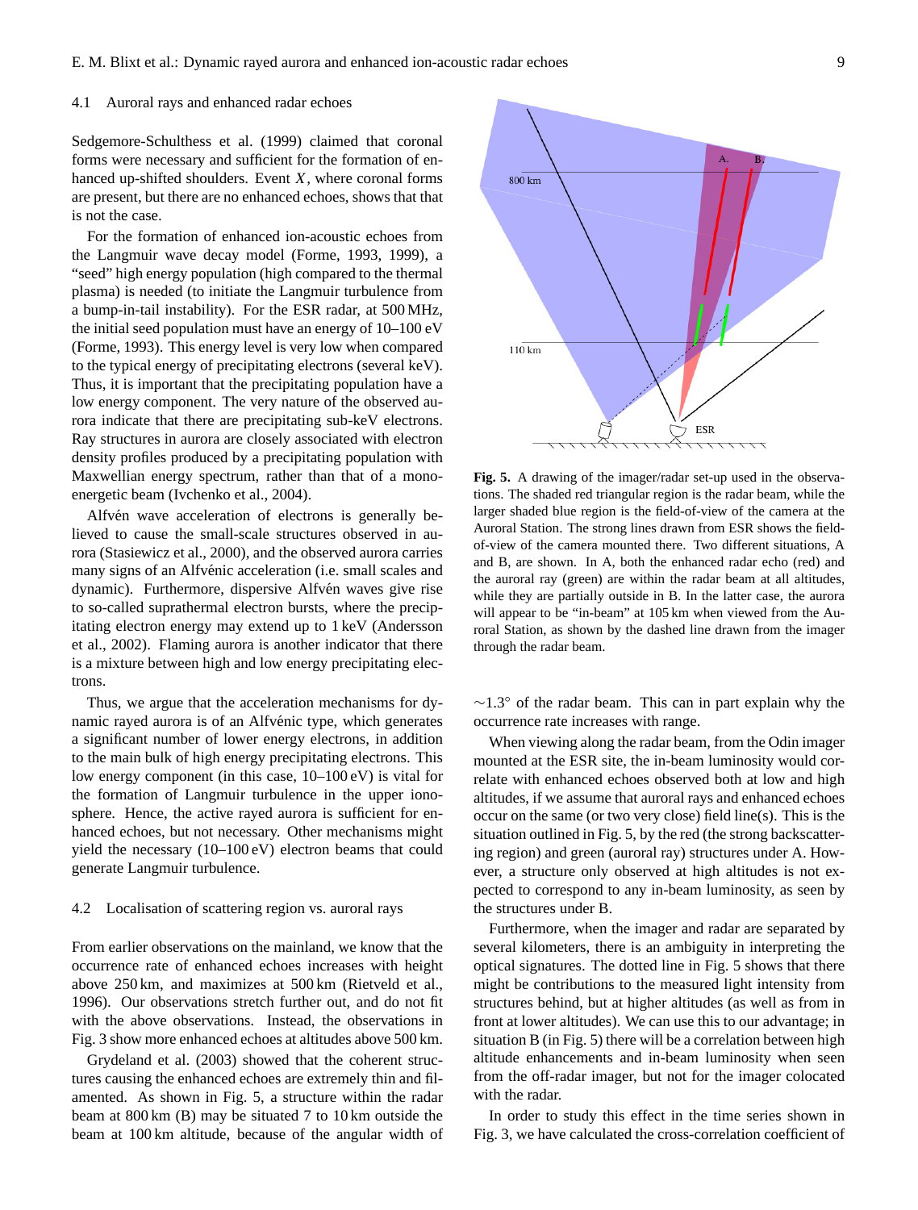### 4.1 Auroral rays and enhanced radar echoes

Sedgemore-Schulthess et al. (1999) claimed that coronal forms were necessary and sufficient for the formation of enhanced up-shifted shoulders. Event $X$, where coronal forms are present, but there are no enhanced echoes, shows that that is not the case.

For the formation of enhanced ion-acoustic echoes from the Langmuir wave decay model (Forme, 1993, 1999), a "seed" high energy population (high compared to the thermal plasma) is needed (to initiate the Langmuir turbulence from a bump-in-tail instability). For the ESR radar, at 500 MHz, the initial seed population must have an energy of 10–100 eV (Forme, 1993). This energy level is very low when compared to the typical energy of precipitating electrons (several keV). Thus, it is important that the precipitating population have a low energy component. The very nature of the observed aurora indicate that there are precipitating sub-keV electrons. Ray structures in aurora are closely associated with electron density profiles produced by a precipitating population with Maxwellian energy spectrum, rather than that of a mono-energetic beam (Ivchenko et al., 2004).

Alfvén wave acceleration of electrons is generally believed to cause the small-scale structures observed in aurora (Stasiewicz et al., 2000), and the observed aurora carries many signs of an Alfvénic acceleration (i.e. small scales and dynamic). Furthermore, dispersive Alfvén waves give rise to so-called suprathermal electron bursts, where the precipitating electron energy may extend up to 1 keV (Andersson et al., 2002). Flaming aurora is another indicator that there is a mixture between high and low energy precipitating electrons.

Thus, we argue that the acceleration mechanisms for dynamic rayed aurora is of an Alfvénic type, which generates a significant number of lower energy electrons, in addition to the main bulk of high energy precipitating electrons. This low energy component (in this case, 10–100 eV) is vital for the formation of Langmuir turbulence in the upper ionosphere. Hence, the active rayed aurora is sufficient for enhanced echoes, but not necessary. Other mechanisms might yield the necessary (10–100 eV) electron beams that could generate Langmuir turbulence.

### 4.2 Localisation of scattering region vs. auroral rays

From earlier observations on the mainland, we know that the occurrence rate of enhanced echoes increases with height above 250 km, and maximizes at 500 km (Rietveld et al., 1996). Our observations stretch further out, and do not fit with the above observations. Instead, the observations in Fig. 3 show more enhanced echoes at altitudes above 500 km.

Grydeland et al. (2003) showed that the coherent structures causing the enhanced echoes are extremely thin and filamented. As shown in Fig. 5, a structure within the radar beam at 800 km (B) may be situated 7 to 10 km outside the beam at 100 km altitude, because of the angular width of $\sim 1.3°$ of the radar beam. This can in part explain why the occurrence rate increases with range.

**Fig. 5.** A drawing of the imager/radar set-up used in the observations. The shaded red triangular region is the radar beam, while the larger shaded blue region is the field-of-view of the camera at the Auroral Station. The strong lines drawn from ESR shows the field-of-view of the camera mounted there. Two different situations, A and B, are shown. In A, both the enhanced radar echo (red) and the auroral ray (green) are within the radar beam at all altitudes, while they are partially outside in B. In the latter case, the aurora will appear to be "in-beam" at 105 km when viewed from the Auroral Station, as shown by the dashed line drawn from the imager through the radar beam.

When viewing along the radar beam, from the Odin imager mounted at the ESR site, the in-beam luminosity would correlate with enhanced echoes observed both at low and high altitudes, if we assume that auroral rays and enhanced echoes occur on the same (or two very close) field line(s). This is the situation outlined in Fig. 5, by the red (the strong backscattering region) and green (auroral ray) structures under A. However, a structure only observed at high altitudes is not expected to correspond to any in-beam luminosity, as seen by the structures under B.

Furthermore, when the imager and radar are separated by several kilometers, there is an ambiguity in interpreting the optical signatures. The dotted line in Fig. 5 shows that there might be contributions to the measured light intensity from structures behind, but at higher altitudes (as well as from in front at lower altitudes). We can use this to our advantage; in situation B (in Fig. 5) there will be a correlation between high altitude enhancements and in-beam luminosity when seen from the off-radar imager, but not for the imager colocated with the radar.

In order to study this effect in the time series shown in Fig. 3, we have calculated the cross-correlation coefficient of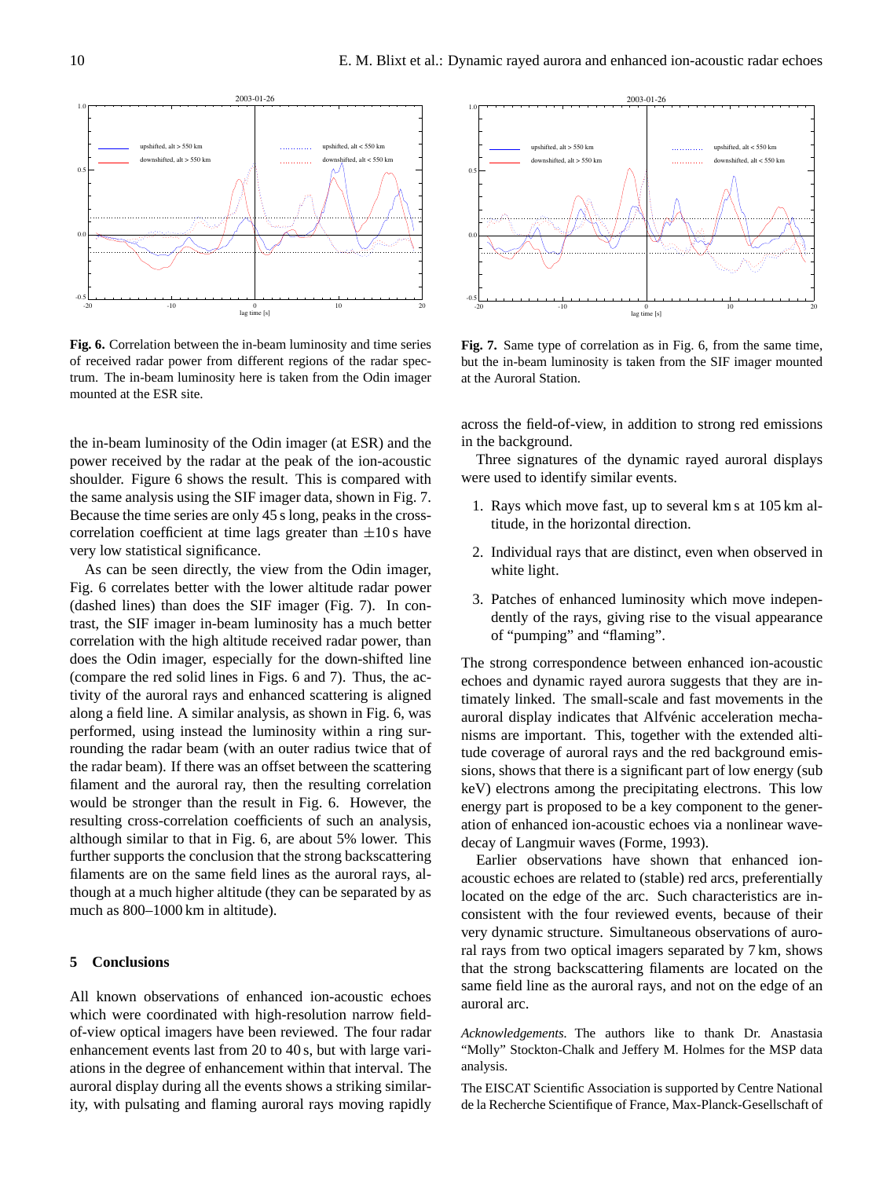**Fig. 6.** Correlation between the in-beam luminosity and time series of received radar power from different regions of the radar spectrum. The in-beam luminosity here is taken from the Odin imager mounted at the ESR site.

**Fig. 7.** Same type of correlation as in Fig. 6, from the same time, but the in-beam luminosity is taken from the SIF imager mounted at the Auroral Station.

the in-beam luminosity of the Odin imager (at ESR) and the power received by the radar at the peak of the ion-acoustic shoulder. Figure 6 shows the result. This is compared with the same analysis using the SIF imager data, shown in Fig. 7. Because the time series are only 45 s long, peaks in the cross-correlation coefficient at time lags greater than $\pm 10$ s have very low statistical significance.

As can be seen directly, the view from the Odin imager, Fig. 6 correlates better with the lower altitude radar power (dashed lines) than does the SIF imager (Fig. 7). In contrast, the SIF imager in-beam luminosity has a much better correlation with the high altitude received radar power, than does the Odin imager, especially for the down-shifted line (compare the red solid lines in Figs. 6 and 7). Thus, the activity of the auroral rays and enhanced scattering is aligned along a field line. A similar analysis, as shown in Fig. 6, was performed, using instead the luminosity within a ring surrounding the radar beam (with an outer radius twice that of the radar beam). If there was an offset between the scattering filament and the auroral ray, then the resulting correlation would be stronger than the result in Fig. 6. However, the resulting cross-correlation coefficients of such an analysis, although similar to that in Fig. 6, are about 5% lower. This further supports the conclusion that the strong backscattering filaments are on the same field lines as the auroral rays, although at a much higher altitude (they can be separated by as much as 800–1000 km in altitude).

## 5 Conclusions

All known observations of enhanced ion-acoustic echoes which were coordinated with high-resolution narrow field-of-view optical imagers have been reviewed. The four radar enhancement events last from 20 to 40 s, but with large variations in the degree of enhancement within that interval. The auroral display during all the events shows a striking similarity, with pulsating and flaming auroral rays moving rapidly across the field-of-view, in addition to strong red emissions in the background.

Three signatures of the dynamic rayed auroral displays were used to identify similar events.

1. Rays which move fast, up to several km s at 105 km altitude, in the horizontal direction.

2. Individual rays that are distinct, even when observed in white light.

3. Patches of enhanced luminosity which move independently of the rays, giving rise to the visual appearance of "pumping" and "flaming".

The strong correspondence between enhanced ion-acoustic echoes and dynamic rayed aurora suggests that they are intimately linked. The small-scale and fast movements in the auroral display indicates that Alfvénic acceleration mechanisms are important. This, together with the extended altitude coverage of auroral rays and the red background emissions, shows that there is a significant part of low energy (sub keV) electrons among the precipitating electrons. This low energy part is proposed to be a key component to the generation of enhanced ion-acoustic echoes via a nonlinear wave-decay of Langmuir waves (Forme, 1993).

Earlier observations have shown that enhanced ion-acoustic echoes are related to (stable) red arcs, preferentially located on the edge of the arc. Such characteristics are inconsistent with the four reviewed events, because of their very dynamic structure. Simultaneous observations of auroral rays from two optical imagers separated by 7 km, shows that the strong backscattering filaments are located on the same field line as the auroral rays, and not on the edge of an auroral arc.

*Acknowledgements.* The authors like to thank Dr. Anastasia "Molly" Stockton-Chalk and Jeffery M. Holmes for the MSP data analysis.

The EISCAT Scientific Association is supported by Centre National de la Recherche Scientifique of France, Max-Planck-Gesellschaft of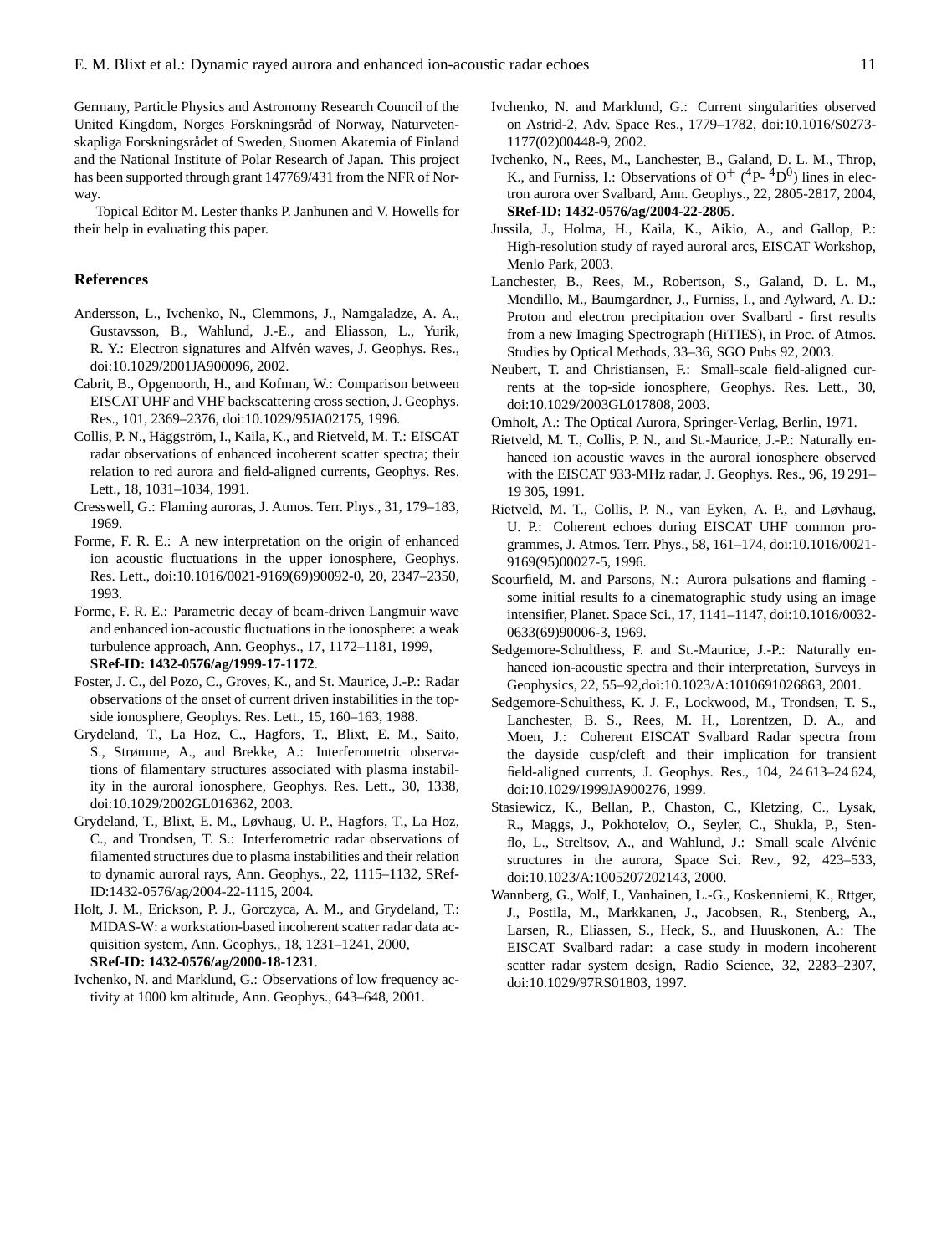Germany, Particle Physics and Astronomy Research Council of the United Kingdom, Norges Forskningsråd of Norway, Naturvetenskapliga Forskningsrådet of Sweden, Suomen Akatemia of Finland and the National Institute of Polar Research of Japan. This project has been supported through grant 147769/431 from the NFR of Norway.

Topical Editor M. Lester thanks P. Janhunen and V. Howells for their help in evaluating this paper.

## References

Andersson, L., Ivchenko, N., Clemmons, J., Namgaladze, A. A., Gustavsson, B., Wahlund, J.-E., and Eliasson, L., Yurik, R. Y.: Electron signatures and Alfvén waves, J. Geophys. Res., doi:10.1029/2001JA900096, 2002.

Cabrit, B., Opgenoorth, H., and Kofman, W.: Comparison between EISCAT UHF and VHF backscattering cross section, J. Geophys. Res., 101, 2369–2376, doi:10.1029/95JA02175, 1996.

Collis, P. N., Häggström, I., Kaila, K., and Rietveld, M. T.: EISCAT radar observations of enhanced incoherent scatter spectra; their relation to red aurora and field-aligned currents, Geophys. Res. Lett., 18, 1031–1034, 1991.

Cresswell, G.: Flaming auroras, J. Atmos. Terr. Phys., 31, 179–183, 1969.

Forme, F. R. E.: A new interpretation on the origin of enhanced ion acoustic fluctuations in the upper ionosphere, Geophys. Res. Lett., doi:10.1016/0021-9169(69)90092-0, 20, 2347–2350, 1993.

Forme, F. R. E.: Parametric decay of beam-driven Langmuir wave and enhanced ion-acoustic fluctuations in the ionosphere: a weak turbulence approach, Ann. Geophys., 17, 1172–1181, 1999, **SRef-ID: 1432-0576/ag/1999-17-1172**.

Foster, J. C., del Pozo, C., Groves, K., and St. Maurice, J.-P.: Radar observations of the onset of current driven instabilities in the topside ionosphere, Geophys. Res. Lett., 15, 160–163, 1988.

Grydeland, T., La Hoz, C., Hagfors, T., Blixt, E. M., Saito, S., Strømme, A., and Brekke, A.: Interferometric observations of filamentary structures associated with plasma instability in the auroral ionosphere, Geophys. Res. Lett., 30, 1338, doi:10.1029/2002GL016362, 2003.

Grydeland, T., Blixt, E. M., Løvhaug, U. P., Hagfors, T., La Hoz, C., and Trondsen, T. S.: Interferometric radar observations of filamented structures due to plasma instabilities and their relation to dynamic auroral rays, Ann. Geophys., 22, 1115–1132, SRef-ID:1432-0576/ag/2004-22-1115, 2004.

Holt, J. M., Erickson, P. J., Gorczyca, A. M., and Grydeland, T.: MIDAS-W: a workstation-based incoherent scatter radar data acquisition system, Ann. Geophys., 18, 1231–1241, 2000, **SRef-ID: 1432-0576/ag/2000-18-1231**.

Ivchenko, N. and Marklund, G.: Observations of low frequency activity at 1000 km altitude, Ann. Geophys., 643–648, 2001.

Ivchenko, N. and Marklund, G.: Current singularities observed on Astrid-2, Adv. Space Res., 1779–1782, doi:10.1016/S0273-1177(02)00448-9, 2002.

Ivchenko, N., Rees, M., Lanchester, B., Galand, D. L. M., Throp, K., and Furniss, I.: Observations of $O^+$ ($^4$P- $^4$D$^0$) lines in electron aurora over Svalbard, Ann. Geophys., 22, 2805-2817, 2004, **SRef-ID: 1432-0576/ag/2004-22-2805**.

Jussila, J., Holma, H., Kaila, K., Aikio, A., and Gallop, P.: High-resolution study of rayed auroral arcs, EISCAT Workshop, Menlo Park, 2003.

Lanchester, B., Rees, M., Robertson, S., Galand, D. L. M., Mendillo, M., Baumgardner, J., Furniss, I., and Aylward, A. D.: Proton and electron precipitation over Svalbard - first results from a new Imaging Spectrograph (HiTIES), in Proc. of Atmos. Studies by Optical Methods, 33–36, SGO Pubs 92, 2003.

Neubert, T. and Christiansen, F.: Small-scale field-aligned currents at the top-side ionosphere, Geophys. Res. Lett., 30, doi:10.1029/2003GL017808, 2003.

Omholt, A.: The Optical Aurora, Springer-Verlag, Berlin, 1971.

Rietveld, M. T., Collis, P. N., and St.-Maurice, J.-P.: Naturally enhanced ion acoustic waves in the auroral ionosphere observed with the EISCAT 933-MHz radar, J. Geophys. Res., 96, 19 291–19 305, 1991.

Rietveld, M. T., Collis, P. N., van Eyken, A. P., and Løvhaug, U. P.: Coherent echoes during EISCAT UHF common programmes, J. Atmos. Terr. Phys., 58, 161–174, doi:10.1016/0021-9169(95)00027-5, 1996.

Scourfield, M. and Parsons, N.: Aurora pulsations and flaming - some initial results fo a cinematographic study using an image intensifier, Planet. Space Sci., 17, 1141–1147, doi:10.1016/0032-0633(69)90006-3, 1969.

Sedgemore-Schulthess, F. and St.-Maurice, J.-P.: Naturally enhanced ion-acoustic spectra and their interpretation, Surveys in Geophysics, 22, 55–92,doi:10.1023/A:1010691026863, 2001.

Sedgemore-Schulthess, K. J. F., Lockwood, M., Trondsen, T. S., Lanchester, B. S., Rees, M. H., Lorentzen, D. A., and Moen, J.: Coherent EISCAT Svalbard Radar spectra from the dayside cusp/cleft and their implication for transient field-aligned currents, J. Geophys. Res., 104, 24 613–24 624, doi:10.1029/1999JA900276, 1999.

Stasiewicz, K., Bellan, P., Chaston, C., Kletzing, C., Lysak, R., Maggs, J., Pokhotelov, O., Seyler, C., Shukla, P., Stenflo, L., Streltsov, A., and Wahlund, J.: Small scale Alvénic structures in the aurora, Space Sci. Rev., 92, 423–533, doi:10.1023/A:1005207202143, 2000.

Wannberg, G., Wolf, I., Vanhainen, L.-G., Koskenniemi, K., Rttger, J., Postila, M., Markkanen, J., Jacobsen, R., Stenberg, A., Larsen, R., Eliassen, S., Heck, S., and Huuskonen, A.: The EISCAT Svalbard radar: a case study in modern incoherent scatter radar system design, Radio Science, 32, 2283–2307, doi:10.1029/97RS01803, 1997.